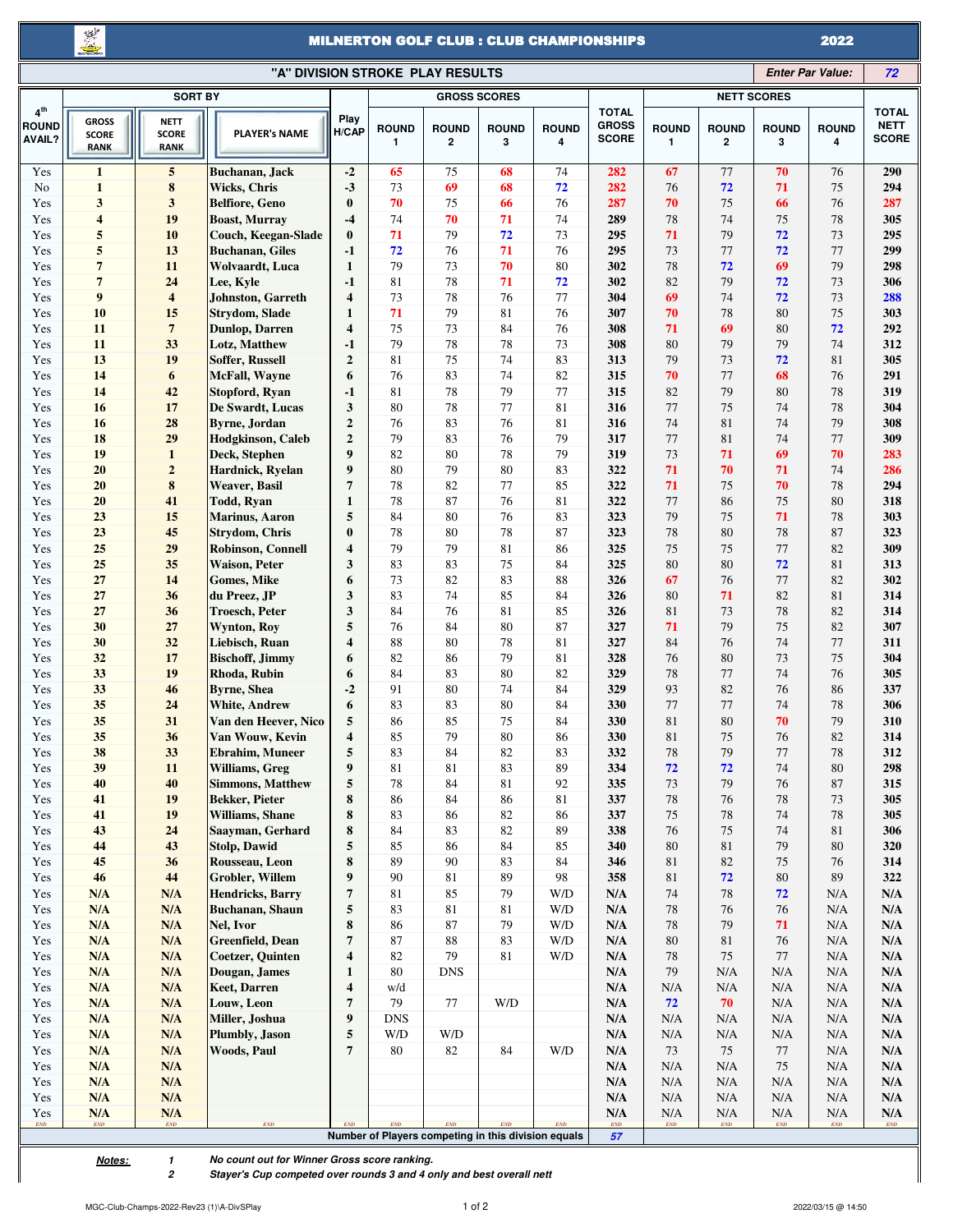# MILNERTON GOLF CLUB : CLUB CHAMPIONSHIPS 2022

## "A" DIVISION STROKE PLAY RESULTS

Enter Par Value: 72

| 4th ROUND AVAIL? | SORT BY: GROSS SCORE RANK | NETT SCORE RANK | PLAYER's NAME | Play H/CAP | GROSS SCORES: ROUND 1 | ROUND 2 | ROUND 3 | ROUND 4 | TOTAL GROSS SCORE | NETT SCORES: ROUND 1 | ROUND 2 | ROUND 3 | ROUND 4 | TOTAL NETT SCORE |
|---|---|---|---|---|---|---|---|---|---|---|---|---|---|---|
| Yes | 1 | 5 | Buchanan, Jack | -2 | 65 | 75 | 68 | 74 | 282 | 67 | 77 | 70 | 76 | 290 |
| No | 1 | 8 | Wicks, Chris | -3 | 73 | 69 | 68 | 72 | 282 | 76 | 72 | 71 | 75 | 294 |
| Yes | 3 | 3 | Belfiore, Geno | 0 | 70 | 75 | 66 | 76 | 287 | 70 | 75 | 66 | 76 | 287 |
| Yes | 4 | 19 | Boast, Murray | -4 | 74 | 70 | 71 | 74 | 289 | 78 | 74 | 75 | 78 | 305 |
| Yes | 5 | 10 | Couch, Keegan-Slade | 0 | 71 | 79 | 72 | 73 | 295 | 71 | 79 | 72 | 73 | 295 |
| Yes | 5 | 13 | Buchanan, Giles | -1 | 72 | 76 | 71 | 76 | 295 | 73 | 77 | 72 | 77 | 299 |
| Yes | 7 | 11 | Wolvaardt, Luca | 1 | 79 | 73 | 70 | 80 | 302 | 78 | 72 | 69 | 79 | 298 |
| Yes | 7 | 24 | Lee, Kyle | -1 | 81 | 78 | 71 | 72 | 302 | 82 | 79 | 72 | 73 | 306 |
| Yes | 9 | 4 | Johnston, Garreth | 4 | 73 | 78 | 76 | 77 | 304 | 69 | 74 | 72 | 73 | 288 |
| Yes | 10 | 15 | Strydom, Slade | 1 | 71 | 79 | 81 | 76 | 307 | 70 | 78 | 80 | 75 | 303 |
| Yes | 11 | 7 | Dunlop, Darren | 4 | 75 | 73 | 84 | 76 | 308 | 71 | 69 | 80 | 72 | 292 |
| Yes | 11 | 33 | Lotz, Matthew | -1 | 79 | 78 | 78 | 73 | 308 | 80 | 79 | 79 | 74 | 312 |
| Yes | 13 | 19 | Soffer, Russell | 2 | 81 | 75 | 74 | 83 | 313 | 79 | 73 | 72 | 81 | 305 |
| Yes | 14 | 6 | McFall, Wayne | 6 | 76 | 83 | 74 | 82 | 315 | 70 | 77 | 68 | 76 | 291 |
| Yes | 14 | 42 | Stopford, Ryan | -1 | 81 | 78 | 79 | 77 | 315 | 82 | 79 | 80 | 78 | 319 |
| Yes | 16 | 17 | De Swardt, Lucas | 3 | 80 | 78 | 77 | 81 | 316 | 77 | 75 | 74 | 78 | 304 |
| Yes | 16 | 28 | Byrne, Jordan | 2 | 76 | 83 | 76 | 81 | 316 | 74 | 81 | 74 | 79 | 308 |
| Yes | 18 | 29 | Hodgkinson, Caleb | 2 | 79 | 83 | 76 | 79 | 317 | 77 | 81 | 74 | 77 | 309 |
| Yes | 19 | 1 | Deck, Stephen | 9 | 82 | 80 | 78 | 79 | 319 | 73 | 71 | 69 | 70 | 283 |
| Yes | 20 | 2 | Hardnick, Ryelan | 9 | 80 | 79 | 80 | 83 | 322 | 71 | 70 | 71 | 74 | 286 |
| Yes | 20 | 8 | Weaver, Basil | 7 | 78 | 82 | 77 | 85 | 322 | 71 | 75 | 70 | 78 | 294 |
| Yes | 20 | 41 | Todd, Ryan | 1 | 78 | 87 | 76 | 81 | 322 | 77 | 86 | 75 | 80 | 318 |
| Yes | 23 | 15 | Marinus, Aaron | 5 | 84 | 80 | 76 | 83 | 323 | 79 | 75 | 71 | 78 | 303 |
| Yes | 23 | 45 | Strydom, Chris | 0 | 78 | 80 | 78 | 87 | 323 | 78 | 80 | 78 | 87 | 323 |
| Yes | 25 | 29 | Robinson, Connell | 4 | 79 | 79 | 81 | 86 | 325 | 75 | 75 | 77 | 82 | 309 |
| Yes | 25 | 35 | Waison, Peter | 3 | 83 | 83 | 75 | 84 | 325 | 80 | 80 | 72 | 81 | 313 |
| Yes | 27 | 14 | Gomes, Mike | 6 | 73 | 82 | 83 | 88 | 326 | 67 | 76 | 77 | 82 | 302 |
| Yes | 27 | 36 | du Preez, JP | 3 | 83 | 74 | 85 | 84 | 326 | 80 | 71 | 82 | 81 | 314 |
| Yes | 27 | 36 | Troesch, Peter | 3 | 84 | 76 | 81 | 85 | 326 | 81 | 73 | 78 | 82 | 314 |
| Yes | 30 | 27 | Wynton, Roy | 5 | 76 | 84 | 80 | 87 | 327 | 71 | 79 | 75 | 82 | 307 |
| Yes | 30 | 32 | Liebisch, Ruan | 4 | 88 | 80 | 78 | 81 | 327 | 84 | 76 | 74 | 77 | 311 |
| Yes | 32 | 17 | Bischoff, Jimmy | 6 | 82 | 86 | 79 | 81 | 328 | 76 | 80 | 73 | 75 | 304 |
| Yes | 33 | 19 | Rhoda, Rubin | 6 | 84 | 83 | 80 | 82 | 329 | 78 | 77 | 74 | 76 | 305 |
| Yes | 33 | 46 | Byrne, Shea | -2 | 91 | 80 | 74 | 84 | 329 | 93 | 82 | 76 | 86 | 337 |
| Yes | 35 | 24 | White, Andrew | 6 | 83 | 83 | 80 | 84 | 330 | 77 | 77 | 74 | 78 | 306 |
| Yes | 35 | 31 | Van den Heever, Nico | 5 | 86 | 85 | 75 | 84 | 330 | 81 | 80 | 70 | 79 | 310 |
| Yes | 35 | 36 | Van Wouw, Kevin | 4 | 85 | 79 | 80 | 86 | 330 | 81 | 75 | 76 | 82 | 314 |
| Yes | 38 | 33 | Ebrahim, Muneer | 5 | 83 | 84 | 82 | 83 | 332 | 78 | 79 | 77 | 78 | 312 |
| Yes | 39 | 11 | Williams, Greg | 9 | 81 | 81 | 83 | 89 | 334 | 72 | 72 | 74 | 80 | 298 |
| Yes | 40 | 40 | Simmons, Matthew | 5 | 78 | 84 | 81 | 92 | 335 | 73 | 79 | 76 | 87 | 315 |
| Yes | 41 | 19 | Bekker, Pieter | 8 | 86 | 84 | 86 | 81 | 337 | 78 | 76 | 78 | 73 | 305 |
| Yes | 41 | 19 | Williams, Shane | 8 | 83 | 86 | 82 | 86 | 337 | 75 | 78 | 74 | 78 | 305 |
| Yes | 43 | 24 | Saayman, Gerhard | 8 | 84 | 83 | 82 | 89 | 338 | 76 | 75 | 74 | 81 | 306 |
| Yes | 44 | 43 | Stolp, Dawid | 5 | 85 | 86 | 84 | 85 | 340 | 80 | 81 | 79 | 80 | 320 |
| Yes | 45 | 36 | Rousseau, Leon | 8 | 89 | 90 | 83 | 84 | 346 | 81 | 82 | 75 | 76 | 314 |
| Yes | 46 | 44 | Grobler, Willem | 9 | 90 | 81 | 89 | 98 | 358 | 81 | 72 | 80 | 89 | 322 |
| Yes | N/A | N/A | Hendricks, Barry | 7 | 81 | 85 | 79 | W/D | N/A | 74 | 78 | 72 | N/A | N/A |
| Yes | N/A | N/A | Buchanan, Shaun | 5 | 83 | 81 | 81 | W/D | N/A | 78 | 76 | 76 | N/A | N/A |
| Yes | N/A | N/A | Nel, Ivor | 8 | 86 | 87 | 79 | W/D | N/A | 78 | 79 | 71 | N/A | N/A |
| Yes | N/A | N/A | Greenfield, Dean | 7 | 87 | 88 | 83 | W/D | N/A | 80 | 81 | 76 | N/A | N/A |
| Yes | N/A | N/A | Coetzer, Quinten | 4 | 82 | 79 | 81 | W/D | N/A | 78 | 75 | 77 | N/A | N/A |
| Yes | N/A | N/A | Dougan, James | 1 | 80 | DNS | | | N/A | 79 | N/A | N/A | N/A | N/A |
| Yes | N/A | N/A | Keet, Darren | 4 | w/d | | | | N/A | N/A | N/A | N/A | N/A | N/A |
| Yes | N/A | N/A | Louw, Leon | 7 | 79 | 77 | W/D | | N/A | 72 | 70 | N/A | N/A | N/A |
| Yes | N/A | N/A | Miller, Joshua | 9 | DNS | | | | N/A | N/A | N/A | N/A | N/A | N/A |
| Yes | N/A | N/A | Plumbly, Jason | 5 | W/D | W/D | | | N/A | N/A | N/A | N/A | N/A | N/A |
| Yes | N/A | N/A | Woods, Paul | 7 | 80 | 82 | 84 | W/D | N/A | 73 | 75 | 77 | N/A | N/A |
| Yes | N/A | N/A | | | | | | | N/A | N/A | N/A | 75 | N/A | N/A |
| Yes | N/A | N/A | | | | | | | N/A | N/A | N/A | N/A | N/A | N/A |
| Yes | N/A | N/A | | | | | | | N/A | N/A | N/A | N/A | N/A | N/A |
| Yes | N/A | N/A | | | | | | | N/A | N/A | N/A | N/A | N/A | N/A |

Number of Players competing in this division equals: 57

***Notes:***

1. *No count out for Winner Gross score ranking.*
2. *Stayer's Cup competed over rounds 3 and 4 only and best overall nett*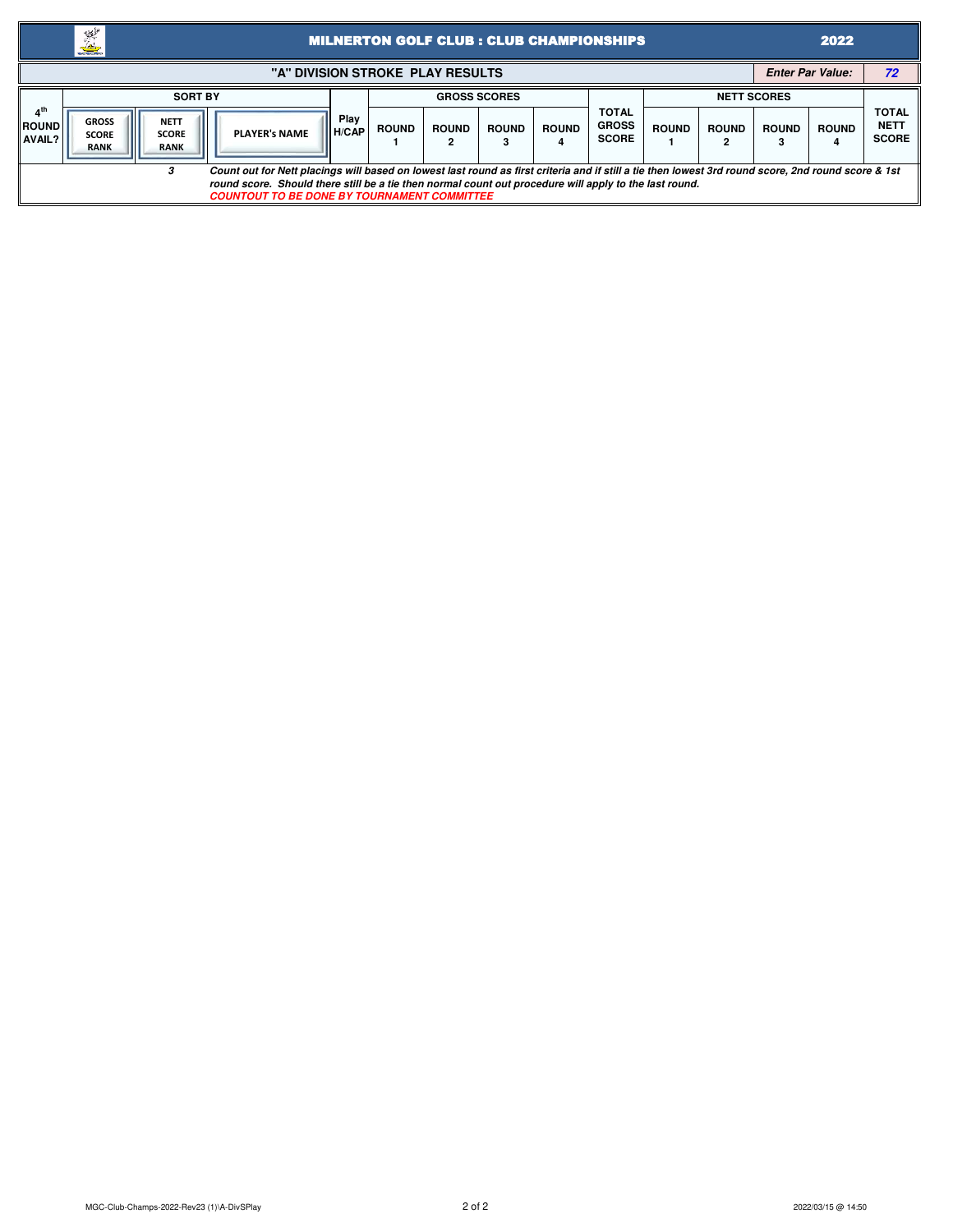# MILNERTON GOLF CLUB : CLUB CHAMPIONSHIPS 2022

## "A" DIVISION STROKE PLAY RESULTS

*Enter Par Value:* *72*

| 4th ROUND AVAIL? | SORT BY | | | Play H/CAP | GROSS SCORES | | | | TOTAL GROSS SCORE | NETT SCORES | | | | TOTAL NETT SCORE |
|---|---|---|---|---|---|---|---|---|---|---|---|---|---|---|
| | GROSS SCORE RANK | NETT SCORE RANK | PLAYER's NAME | | ROUND 1 | ROUND 2 | ROUND 3 | ROUND 4 | | ROUND 1 | ROUND 2 | ROUND 3 | ROUND 4 | |

*3*

***Count out for Nett placings will based on lowest last round as first criteria and if still a tie then lowest 3rd round score, 2nd round score & 1st round score. Should there still be a tie then normal count out procedure will apply to the last round.***

***COUNTOUT TO BE DONE BY TOURNAMENT COMMITTEE***